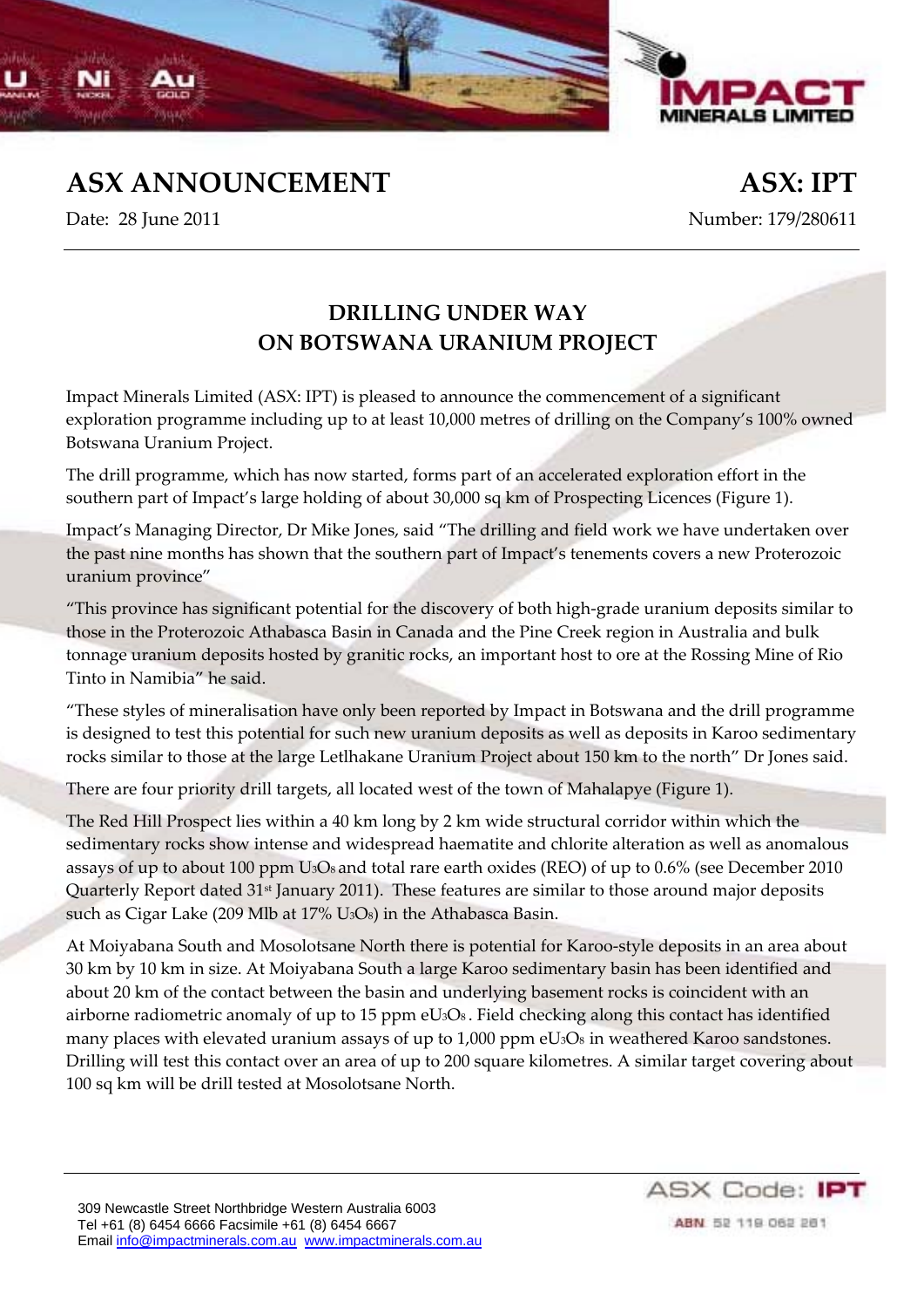# ASX ANNOUNCEMENT

**ASX: IPT**

Date: 28 June 2011

Number: 179/280611

## DRILLING UNDER WAY ON BOTSWANA URANIUM PROJECT

Impact Minerals Limited (ASX: IPT) is pleased to announce the commencement of a significant exploration programme including up to at least 10,000 metres of drilling on the Company's 100% owned Botswana Uranium Project.

The drill programme, which has now started, forms part of an accelerated exploration effort in the southern part of Impact's large holding of about 30,000 sq km of Prospecting Licences (Figure 1).

Impact's Managing Director, Dr Mike Jones, said "The drilling and field work we have undertaken over the past nine months has shown that the southern part of Impact's tenements covers a new Proterozoic uranium province"

"This province has significant potential for the discovery of both high-grade uranium deposits similar to those in the Proterozoic Athabasca Basin in Canada and the Pine Creek region in Australia and bulk tonnage uranium deposits hosted by granitic rocks, an important host to ore at the Rossing Mine of Rio Tinto in Namibia" he said.

"These styles of mineralisation have only been reported by Impact in Botswana and the drill programme is designed to test this potential for such new uranium deposits as well as deposits in Karoo sedimentary rocks similar to those at the large Letlhakane Uranium Project about 150 km to the north" Dr Jones said.

There are four priority drill targets, all located west of the town of Mahalapye (Figure 1).

The Red Hill Prospect lies within a 40 km long by 2 km wide structural corridor within which the sedimentary rocks show intense and widespread haematite and chlorite alteration as well as anomalous assays of up to about 100 ppm $U_3O_8$ and total rare earth oxides (REO) of up to 0.6% (see December 2010 Quarterly Report dated 31st January 2011). These features are similar to those around major deposits such as Cigar Lake (209 Mlb at 17% $U_3O_8$) in the Athabasca Basin.

At Moiyabana South and Mosolotsane North there is potential for Karoo-style deposits in an area about 30 km by 10 km in size. At Moiyabana South a large Karoo sedimentary basin has been identified and about 20 km of the contact between the basin and underlying basement rocks is coincident with an airborne radiometric anomaly of up to 15 ppm $eU_3O_8$. Field checking along this contact has identified many places with elevated uranium assays of up to 1,000 ppm $eU_3O_8$ in weathered Karoo sandstones. Drilling will test this contact over an area of up to 200 square kilometres. A similar target covering about 100 sq km will be drill tested at Mosolotsane North.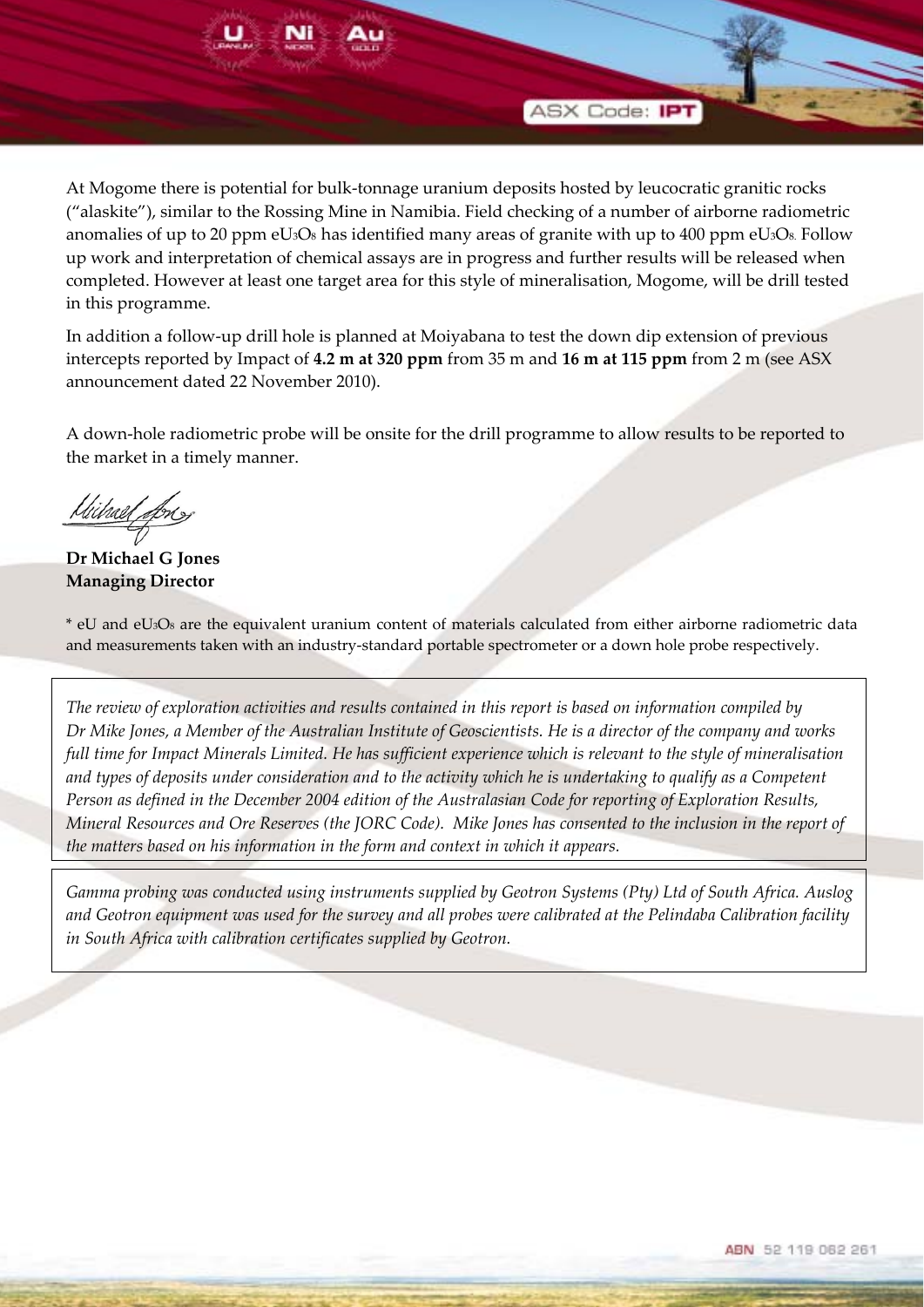At Mogome there is potential for bulk-tonnage uranium deposits hosted by leucocratic granitic rocks ("alaskite"), similar to the Rossing Mine in Namibia. Field checking of a number of airborne radiometric anomalies of up to 20 ppm $eU_3O_8$ has identified many areas of granite with up to 400 ppm $eU_3O_8$. Follow up work and interpretation of chemical assays are in progress and further results will be released when completed. However at least one target area for this style of mineralisation, Mogome, will be drill tested in this programme.

In addition a follow-up drill hole is planned at Moiyabana to test the down dip extension of previous intercepts reported by Impact of **4.2 m at 320 ppm** from 35 m and **16 m at 115 ppm** from 2 m (see ASX announcement dated 22 November 2010).

A down-hole radiometric probe will be onsite for the drill programme to allow results to be reported to the market in a timely manner.

**Dr Michael G Jones**
**Managing Director**

* eU and $eU_3O_8$ are the equivalent uranium content of materials calculated from either airborne radiometric data and measurements taken with an industry-standard portable spectrometer or a down hole probe respectively.

*The review of exploration activities and results contained in this report is based on information compiled by Dr Mike Jones, a Member of the Australian Institute of Geoscientists. He is a director of the company and works full time for Impact Minerals Limited. He has sufficient experience which is relevant to the style of mineralisation and types of deposits under consideration and to the activity which he is undertaking to qualify as a Competent Person as defined in the December 2004 edition of the Australasian Code for reporting of Exploration Results, Mineral Resources and Ore Reserves (the JORC Code). Mike Jones has consented to the inclusion in the report of the matters based on his information in the form and context in which it appears.*

*Gamma probing was conducted using instruments supplied by Geotron Systems (Pty) Ltd of South Africa. Auslog and Geotron equipment was used for the survey and all probes were calibrated at the Pelindaba Calibration facility in South Africa with calibration certificates supplied by Geotron.*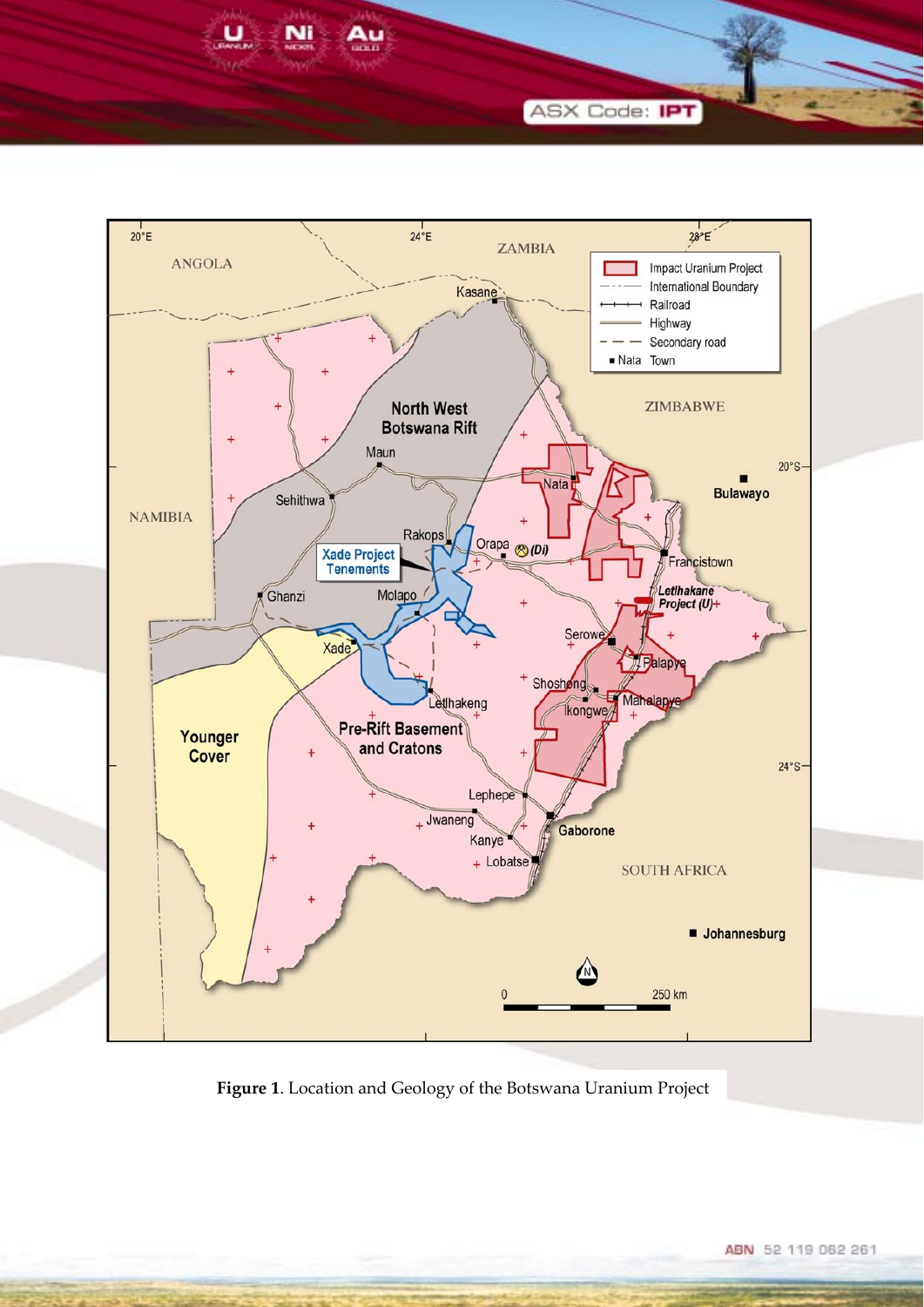20°E

24°E

28°E

20°S

24°S

ANGOLA

ZAMBIA

ZIMBABWE

NAMIBIA

SOUTH AFRICA

Impact Uranium Project

International Boundary

Railroad

Highway

Secondary road

Nata Town

North West Botswana Rift

Xade Project Tenements

Pre-Rift Basement and Cratons

Younger Cover

Letlhakane Project (U)

Kasane

Maun

Sehithwa

Rakops

Orapa

(Di)

Nata

Bulawayo

Francistown

Ghanzi

Molapo

Xade

Serowe

Palapye

Shoshong

Ikongwe

Mahalapye

Letlhakeng

Lephepe

Jwaneng

Kanye

Gaborone

Lobatse

Johannesburg

0

250 km

**Figure 1**. Location and Geology of the Botswana Uranium Project